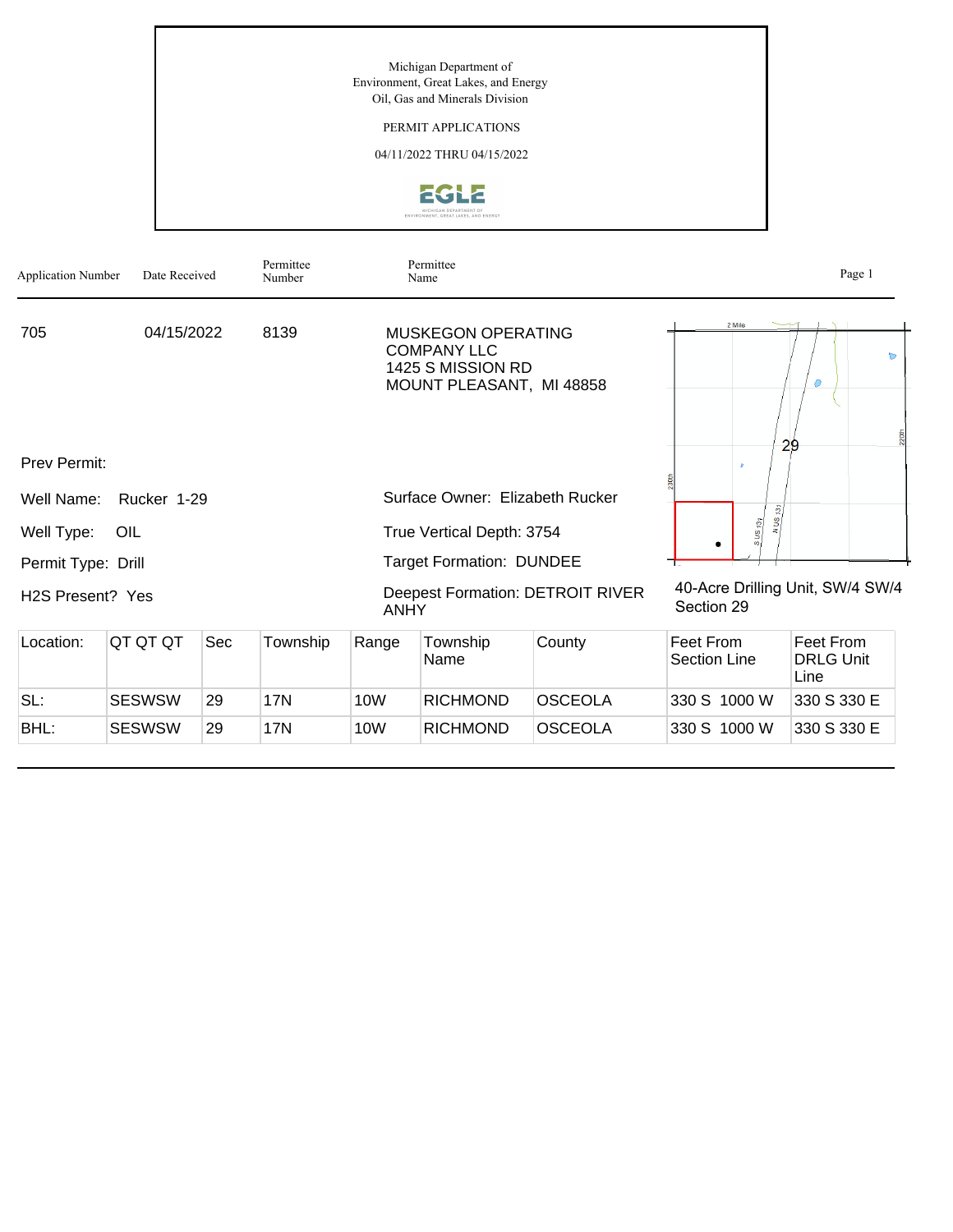Michigan Department of
Environment, Great Lakes, and Energy
Oil, Gas and Minerals Division

PERMIT APPLICATIONS

04/11/2022 THRU 04/15/2022

| Application Number | Date Received | Permittee Number | Permittee Name |
|---|---|---|---|
| 705 | 04/15/2022 | 8139 | MUSKEGON OPERATING COMPANY LLC<br>1425 S MISSION RD<br>MOUNT PLEASANT, MI 48858 |

Prev Permit:

Well Name: Rucker 1-29

Well Type: OIL

Permit Type: Drill

H2S Present? Yes

Surface Owner: Elizabeth Rucker

True Vertical Depth: 3754

Target Formation: DUNDEE

Deepest Formation: DETROIT RIVER ANHY

40-Acre Drilling Unit, SW/4 SW/4 Section 29

| Location: | QT QT QT | Sec | Township | Range | Township Name | County | Feet From Section Line | Feet From DRLG Unit Line |
|---|---|---|---|---|---|---|---|---|
| SL: | SESWSW | 29 | 17N | 10W | RICHMOND | OSCEOLA | 330 S 1000 W | 330 S 330 E |
| BHL: | SESWSW | 29 | 17N | 10W | RICHMOND | OSCEOLA | 330 S 1000 W | 330 S 330 E |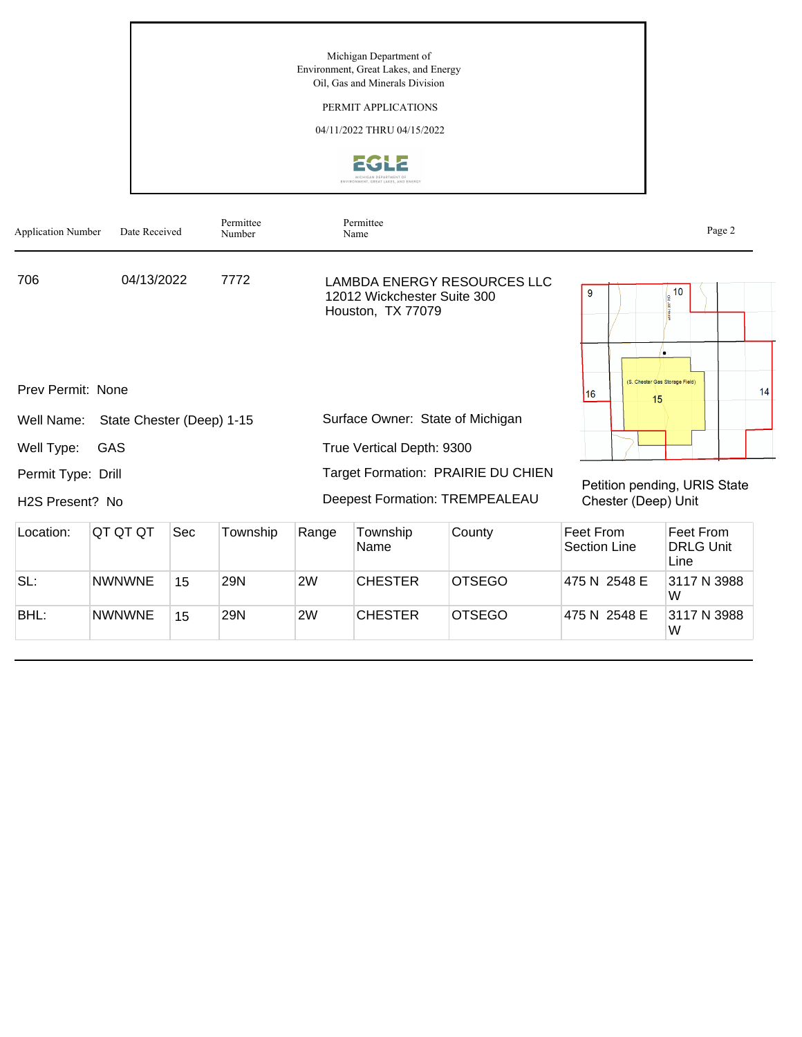Michigan Department of Environment, Great Lakes, and Energy
Oil, Gas and Minerals Division

PERMIT APPLICATIONS

04/11/2022 THRU 04/15/2022

| Application Number | Date Received | Permittee Number | Permittee Name |
|---|---|---|---|
| 706 | 04/13/2022 | 7772 | LAMBDA ENERGY RESOURCES LLC<br>12012 Wickchester Suite 300<br>Houston, TX 77079 |

Prev Permit: None

Well Name: State Chester (Deep) 1-15

Well Type: GAS

Permit Type: Drill

H2S Present? No

Surface Owner: State of Michigan

True Vertical Depth: 9300

Target Formation: PRAIRIE DU CHIEN

Deepest Formation: TREMPEALEAU

Petition pending, URIS State Chester (Deep) Unit

| Location: | QT QT QT | Sec | Township | Range | Township Name | County | Feet From Section Line | Feet From DRLG Unit Line |
|---|---|---|---|---|---|---|---|---|
| SL: | NWNWNE | 15 | 29N | 2W | CHESTER | OTSEGO | 475 N 2548 E | 3117 N 3988 W |
| BHL: | NWNWNE | 15 | 29N | 2W | CHESTER | OTSEGO | 475 N 2548 E | 3117 N 3988 W |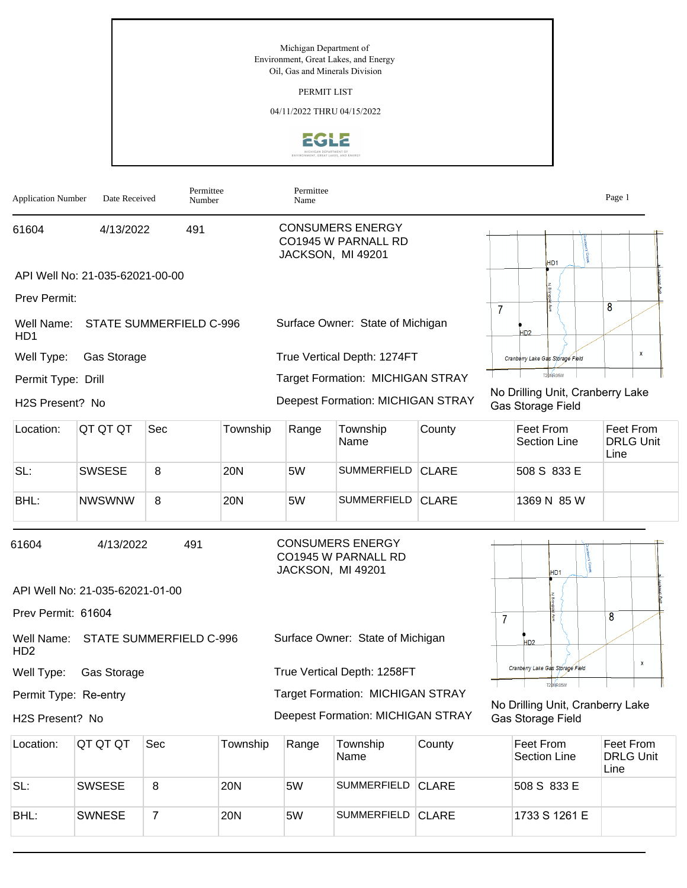Michigan Department of
Environment, Great Lakes, and Energy
Oil, Gas and Minerals Division

PERMIT LIST

04/11/2022 THRU 04/15/2022

| Application Number | Date Received | Permittee Number | Permittee Name |
|---|---|---|---|
| 61604 | 4/13/2022 | 491 | CONSUMERS ENERGY CO1945 W PARNALL RD JACKSON, MI 49201 |

API Well No: 21-035-62021-00-00

Prev Permit:

Well Name: STATE SUMMERFIELD C-996 HD1

Surface Owner: State of Michigan

Well Type: Gas Storage

True Vertical Depth: 1274FT

Permit Type: Drill

Target Formation: MICHIGAN STRAY

H2S Present? No

Deepest Formation: MICHIGAN STRAY

No Drilling Unit, Cranberry Lake Gas Storage Field

| Location: | QT QT QT | Sec | Township | Range | Township Name | County | Feet From Section Line | Feet From DRLG Unit Line |
|---|---|---|---|---|---|---|---|---|
| SL: | SWSESE | 8 | 20N | 5W | SUMMERFIELD | CLARE | 508 S 833 E | |
| BHL: | NWSWNW | 8 | 20N | 5W | SUMMERFIELD | CLARE | 1369 N 85 W | |

| Application Number | Date Received | Permittee Number | Permittee Name |
|---|---|---|---|
| 61604 | 4/13/2022 | 491 | CONSUMERS ENERGY CO1945 W PARNALL RD JACKSON, MI 49201 |

API Well No: 21-035-62021-01-00

Prev Permit: 61604

Well Name: STATE SUMMERFIELD C-996 HD2

Surface Owner: State of Michigan

Well Type: Gas Storage

True Vertical Depth: 1258FT

Permit Type: Re-entry

Target Formation: MICHIGAN STRAY

H2S Present? No

Deepest Formation: MICHIGAN STRAY

No Drilling Unit, Cranberry Lake Gas Storage Field

| Location: | QT QT QT | Sec | Township | Range | Township Name | County | Feet From Section Line | Feet From DRLG Unit Line |
|---|---|---|---|---|---|---|---|---|
| SL: | SWSESE | 8 | 20N | 5W | SUMMERFIELD | CLARE | 508 S 833 E | |
| BHL: | SWNESE | 7 | 20N | 5W | SUMMERFIELD | CLARE | 1733 S 1261 E | |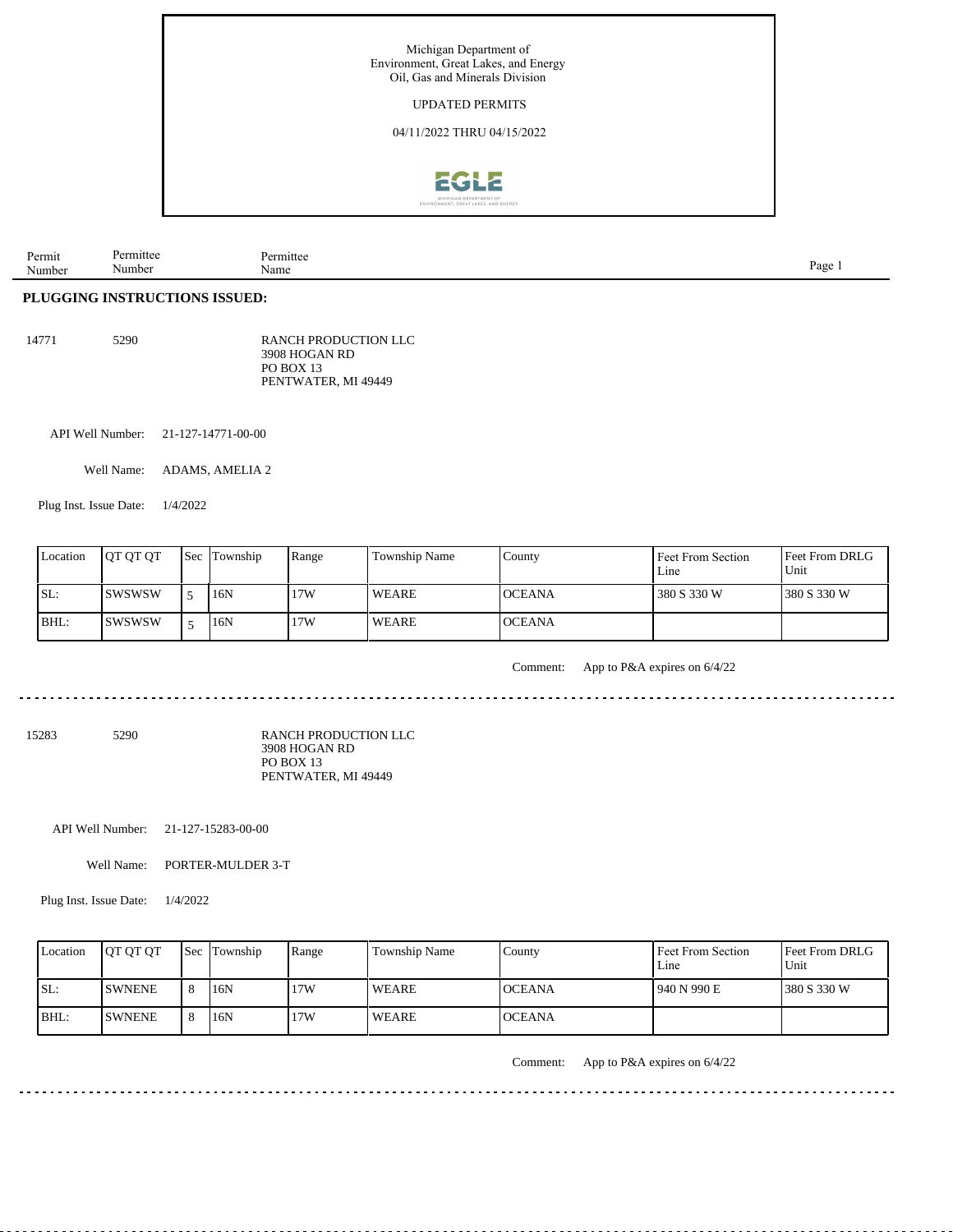Michigan Department of
Environment, Great Lakes, and Energy
Oil, Gas and Minerals Division

UPDATED PERMITS

04/11/2022 THRU 04/15/2022

| Permit Number | Permittee Number | Permittee Name |
|---|---|---|

**PLUGGING INSTRUCTIONS ISSUED:**

14771 5290 RANCH PRODUCTION LLC
3908 HOGAN RD
PO BOX 13
PENTWATER, MI 49449

API Well Number: 21-127-14771-00-00

Well Name: ADAMS, AMELIA 2

Plug Inst. Issue Date: 1/4/2022

| Location | QT QT QT | Sec | Township | Range | Township Name | County | Feet From Section Line | Feet From DRLG Unit |
|---|---|---|---|---|---|---|---|---|
| SL: | SWSWSW | 5 | 16N | 17W | WEARE | OCEANA | 380 S 330 W | 380 S 330 W |
| BHL: | SWSWSW | 5 | 16N | 17W | WEARE | OCEANA | | |

Comment: App to P&A expires on 6/4/22

---

15283 5290 RANCH PRODUCTION LLC
3908 HOGAN RD
PO BOX 13
PENTWATER, MI 49449

API Well Number: 21-127-15283-00-00

Well Name: PORTER-MULDER 3-T

Plug Inst. Issue Date: 1/4/2022

| Location | QT QT QT | Sec | Township | Range | Township Name | County | Feet From Section Line | Feet From DRLG Unit |
|---|---|---|---|---|---|---|---|---|
| SL: | SWNENE | 8 | 16N | 17W | WEARE | OCEANA | 940 N 990 E | 380 S 330 W |
| BHL: | SWNENE | 8 | 16N | 17W | WEARE | OCEANA | | |

Comment: App to P&A expires on 6/4/22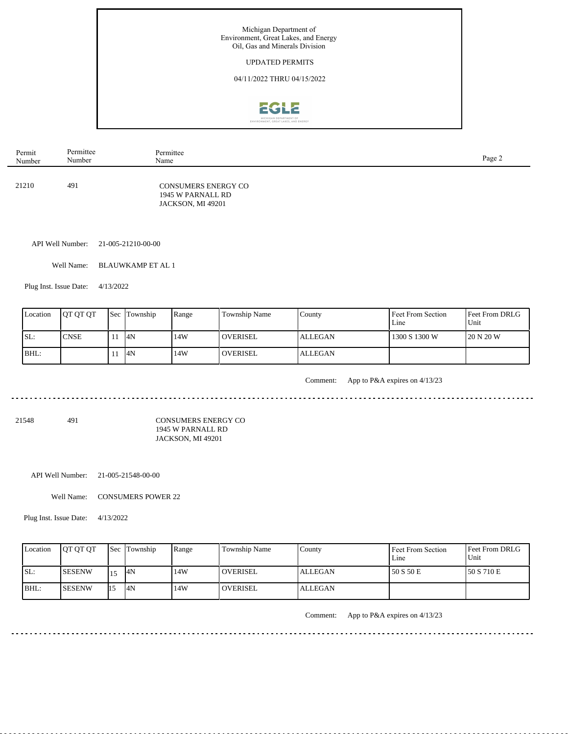Michigan Department of Environment, Great Lakes, and Energy
Oil, Gas and Minerals Division

UPDATED PERMITS

04/11/2022 THRU 04/15/2022

| Permit Number | Permittee Number | Permittee Name |
|---|---|---|
| 21210 | 491 | CONSUMERS ENERGY CO<br>1945 W PARNALL RD<br>JACKSON, MI 49201 |

API Well Number: 21-005-21210-00-00

Well Name: BLAUWKAMP ET AL 1

Plug Inst. Issue Date: 4/13/2022

| Location | QT QT QT | Sec | Township | Range | Township Name | County | Feet From Section Line | Feet From DRLG Unit |
|---|---|---|---|---|---|---|---|---|
| SL: | CNSE | 11 | 4N | 14W | OVERISEL | ALLEGAN | 1300 S 1300 W | 20 N 20 W |
| BHL: | | 11 | 4N | 14W | OVERISEL | ALLEGAN | | |

Comment: App to P&A expires on 4/13/23

---

| Permit Number | Permittee Number | Permittee Name |
|---|---|---|
| 21548 | 491 | CONSUMERS ENERGY CO<br>1945 W PARNALL RD<br>JACKSON, MI 49201 |

API Well Number: 21-005-21548-00-00

Well Name: CONSUMERS POWER 22

Plug Inst. Issue Date: 4/13/2022

| Location | QT QT QT | Sec | Township | Range | Township Name | County | Feet From Section Line | Feet From DRLG Unit |
|---|---|---|---|---|---|---|---|---|
| SL: | SESENW | 15 | 4N | 14W | OVERISEL | ALLEGAN | 50 S 50 E | 50 S 710 E |
| BHL: | SESENW | 15 | 4N | 14W | OVERISEL | ALLEGAN | | |

Comment: App to P&A expires on 4/13/23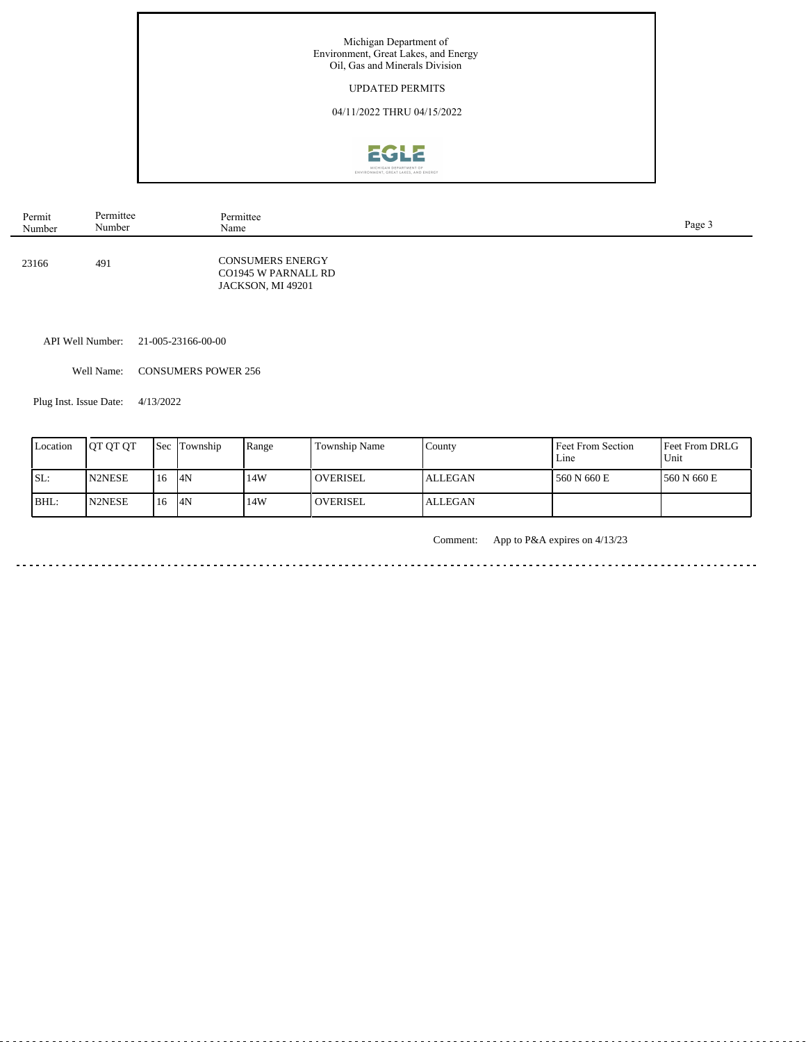Michigan Department of Environment, Great Lakes, and Energy
Oil, Gas and Minerals Division

UPDATED PERMITS

04/11/2022 THRU 04/15/2022

| Permit Number | Permittee Number | Permittee Name |
|---|---|---|
| 23166 | 491 | CONSUMERS ENERGY<br>CO1945 W PARNALL RD<br>JACKSON, MI 49201 |

API Well Number: 21-005-23166-00-00

Well Name: CONSUMERS POWER 256

Plug Inst. Issue Date: 4/13/2022

| Location | QT QT QT | Sec | Township | Range | Township Name | County | Feet From Section Line | Feet From DRLG Unit |
|---|---|---|---|---|---|---|---|---|
| SL: | N2NESE | 16 | 4N | 14W | OVERISEL | ALLEGAN | 560 N 660 E | 560 N 660 E |
| BHL: | N2NESE | 16 | 4N | 14W | OVERISEL | ALLEGAN | | |

Comment: App to P&A expires on 4/13/23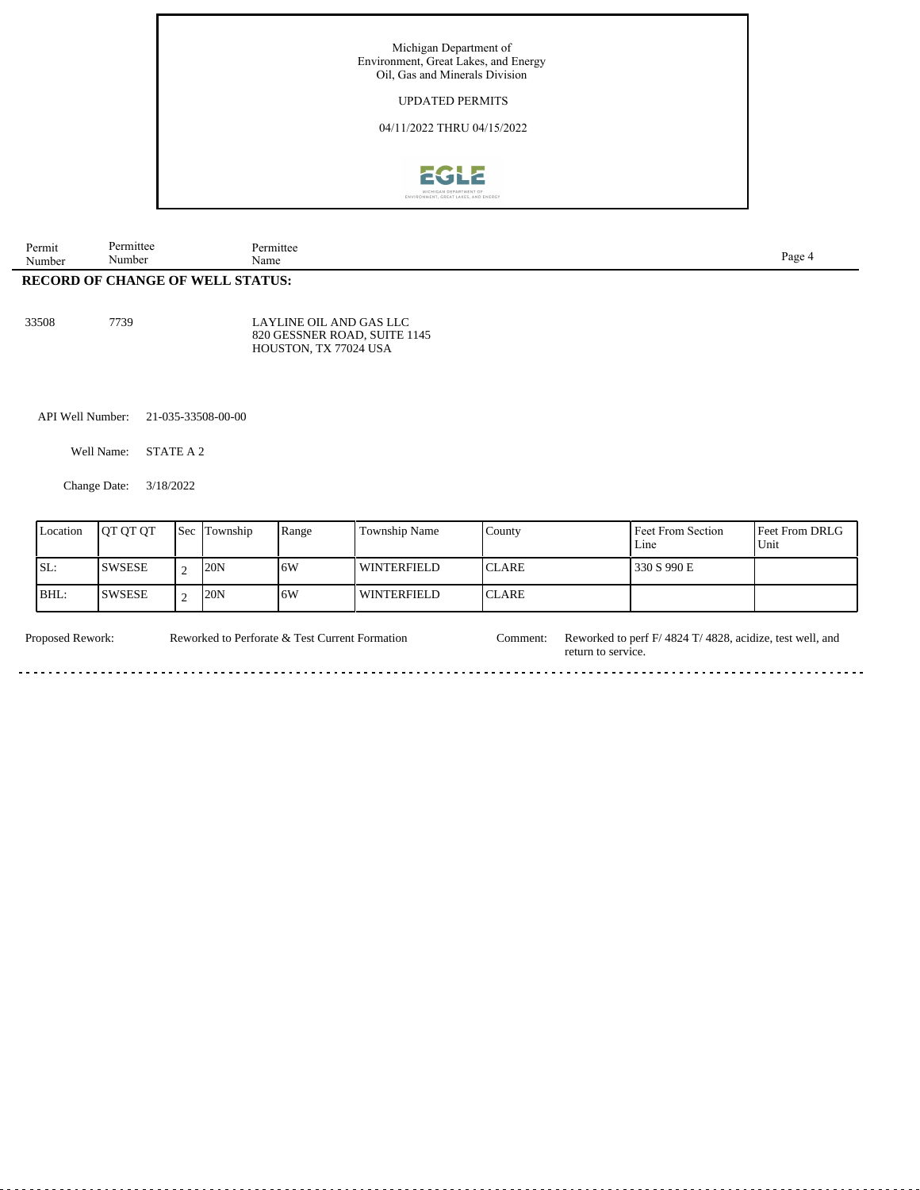Michigan Department of
Environment, Great Lakes, and Energy
Oil, Gas and Minerals Division

UPDATED PERMITS

04/11/2022 THRU 04/15/2022

| Permit Number | Permittee Number | Permittee Name |
|---|---|---|

**RECORD OF CHANGE OF WELL STATUS:**

33508 &nbsp;&nbsp; 7739 &nbsp;&nbsp; LAYLINE OIL AND GAS LLC
820 GESSNER ROAD, SUITE 1145
HOUSTON, TX 77024 USA

API Well Number: 21-035-33508-00-00

Well Name: STATE A 2

Change Date: 3/18/2022

| Location | QT QT QT | Sec | Township | Range | Township Name | County | Feet From Section Line | Feet From DRLG Unit |
|---|---|---|---|---|---|---|---|---|
| SL: | SWSESE | 2 | 20N | 6W | WINTERFIELD | CLARE | 330 S 990 E | |
| BHL: | SWSESE | 2 | 20N | 6W | WINTERFIELD | CLARE | | |

Proposed Rework: Reworked to Perforate & Test Current Formation

Comment: Reworked to perf F/ 4824 T/ 4828, acidize, test well, and return to service.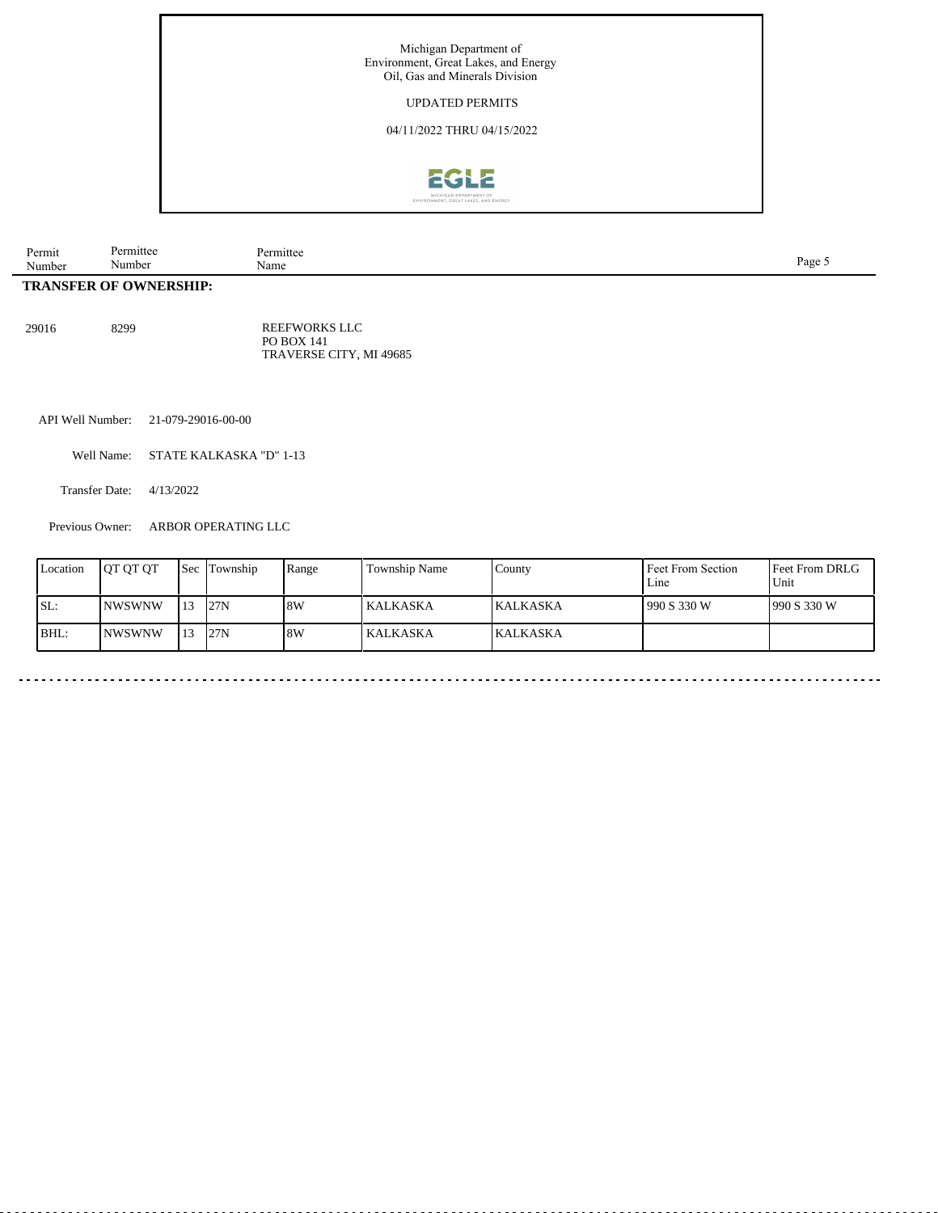Michigan Department of
Environment, Great Lakes, and Energy
Oil, Gas and Minerals Division

UPDATED PERMITS

04/11/2022 THRU 04/15/2022

| Permit Number | Permittee Number | Permittee Name |
|---|---|---|

**TRANSFER OF OWNERSHIP:**

| | | |
|---|---|---|
| 29016 | 8299 | REEFWORKS LLC<br>PO BOX 141<br>TRAVERSE CITY, MI 49685 |

API Well Number: 21-079-29016-00-00

Well Name: STATE KALKASKA "D" 1-13

Transfer Date: 4/13/2022

Previous Owner: ARBOR OPERATING LLC

| Location | QT QT QT | Sec | Township | Range | Township Name | County | Feet From Section Line | Feet From DRLG Unit |
|---|---|---|---|---|---|---|---|---|
| SL: | NWSWNW | 13 | 27N | 8W | KALKASKA | KALKASKA | 990 S 330 W | 990 S 330 W |
| BHL: | NWSWNW | 13 | 27N | 8W | KALKASKA | KALKASKA | | |